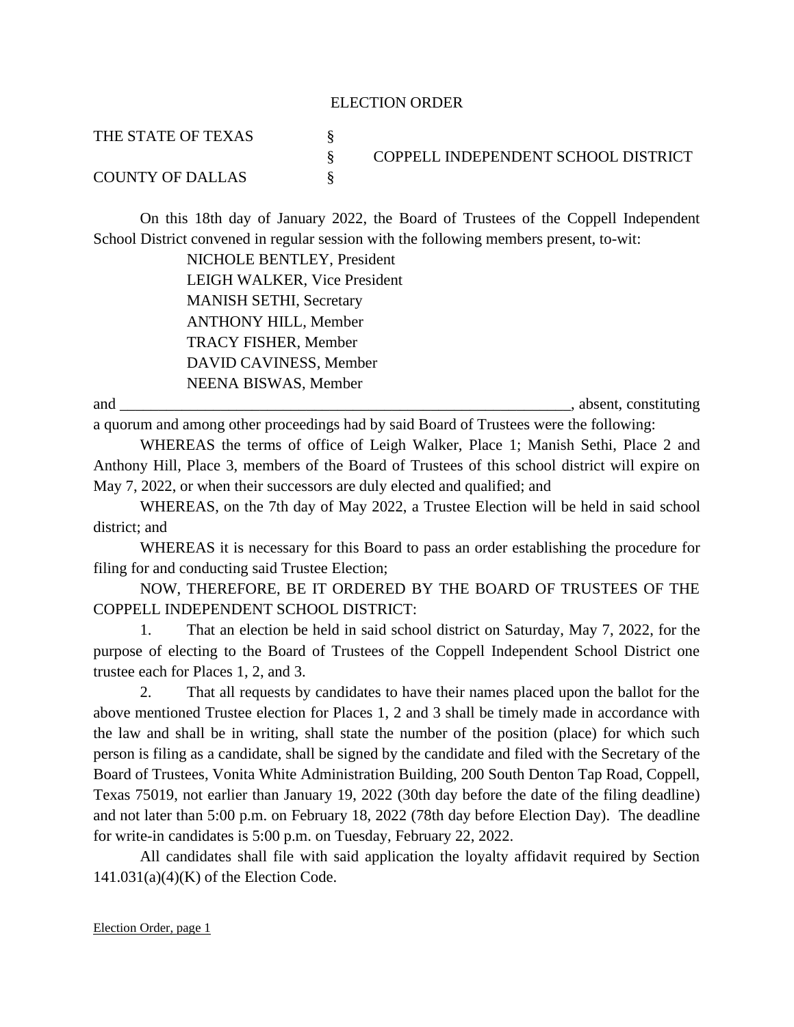# ELECTION ORDER

THE STATE OF TEXAS §
§ COPPELL INDEPENDENT SCHOOL DISTRICT
COUNTY OF DALLAS §

On this 18th day of January 2022, the Board of Trustees of the Coppell Independent School District convened in regular session with the following members present, to-wit:

NICHOLE BENTLEY, President
LEIGH WALKER, Vice President
MANISH SETHI, Secretary
ANTHONY HILL, Member
TRACY FISHER, Member
DAVID CAVINESS, Member
NEENA BISWAS, Member

and ___________________________________________________________, absent, constituting a quorum and among other proceedings had by said Board of Trustees were the following:

WHEREAS the terms of office of Leigh Walker, Place 1; Manish Sethi, Place 2 and Anthony Hill, Place 3, members of the Board of Trustees of this school district will expire on May 7, 2022, or when their successors are duly elected and qualified; and

WHEREAS, on the 7th day of May 2022, a Trustee Election will be held in said school district; and

WHEREAS it is necessary for this Board to pass an order establishing the procedure for filing for and conducting said Trustee Election;

NOW, THEREFORE, BE IT ORDERED BY THE BOARD OF TRUSTEES OF THE COPPELL INDEPENDENT SCHOOL DISTRICT:

1. That an election be held in said school district on Saturday, May 7, 2022, for the purpose of electing to the Board of Trustees of the Coppell Independent School District one trustee each for Places 1, 2, and 3.

2. That all requests by candidates to have their names placed upon the ballot for the above mentioned Trustee election for Places 1, 2 and 3 shall be timely made in accordance with the law and shall be in writing, shall state the number of the position (place) for which such person is filing as a candidate, shall be signed by the candidate and filed with the Secretary of the Board of Trustees, Vonita White Administration Building, 200 South Denton Tap Road, Coppell, Texas 75019, not earlier than January 19, 2022 (30th day before the date of the filing deadline) and not later than 5:00 p.m. on February 18, 2022 (78th day before Election Day). The deadline for write-in candidates is 5:00 p.m. on Tuesday, February 22, 2022.

All candidates shall file with said application the loyalty affidavit required by Section 141.031(a)(4)(K) of the Election Code.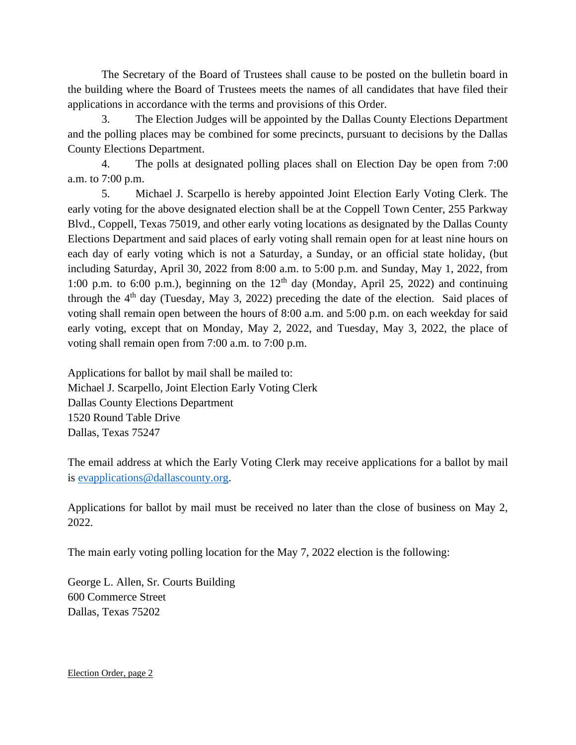The Secretary of the Board of Trustees shall cause to be posted on the bulletin board in the building where the Board of Trustees meets the names of all candidates that have filed their applications in accordance with the terms and provisions of this Order.

3. The Election Judges will be appointed by the Dallas County Elections Department and the polling places may be combined for some precincts, pursuant to decisions by the Dallas County Elections Department.

4. The polls at designated polling places shall on Election Day be open from 7:00 a.m. to 7:00 p.m.

5. Michael J. Scarpello is hereby appointed Joint Election Early Voting Clerk. The early voting for the above designated election shall be at the Coppell Town Center, 255 Parkway Blvd., Coppell, Texas 75019, and other early voting locations as designated by the Dallas County Elections Department and said places of early voting shall remain open for at least nine hours on each day of early voting which is not a Saturday, a Sunday, or an official state holiday, (but including Saturday, April 30, 2022 from 8:00 a.m. to 5:00 p.m. and Sunday, May 1, 2022, from 1:00 p.m. to 6:00 p.m.), beginning on the 12th day (Monday, April 25, 2022) and continuing through the 4th day (Tuesday, May 3, 2022) preceding the date of the election. Said places of voting shall remain open between the hours of 8:00 a.m. and 5:00 p.m. on each weekday for said early voting, except that on Monday, May 2, 2022, and Tuesday, May 3, 2022, the place of voting shall remain open from 7:00 a.m. to 7:00 p.m.

Applications for ballot by mail shall be mailed to:
Michael J. Scarpello, Joint Election Early Voting Clerk
Dallas County Elections Department
1520 Round Table Drive
Dallas, Texas 75247

The email address at which the Early Voting Clerk may receive applications for a ballot by mail is evapplications@dallascounty.org.

Applications for ballot by mail must be received no later than the close of business on May 2, 2022.

The main early voting polling location for the May 7, 2022 election is the following:

George L. Allen, Sr. Courts Building
600 Commerce Street
Dallas, Texas 75202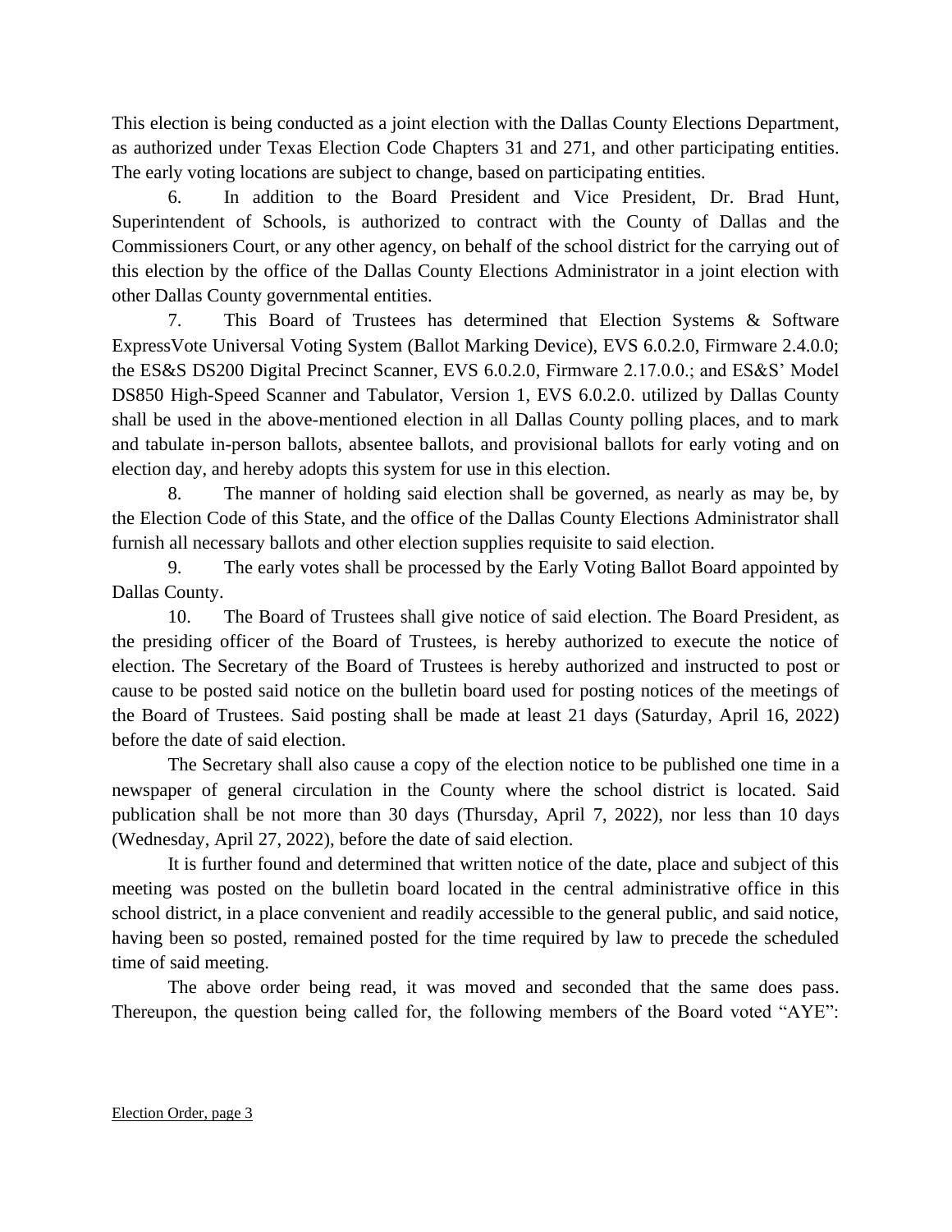This election is being conducted as a joint election with the Dallas County Elections Department, as authorized under Texas Election Code Chapters 31 and 271, and other participating entities. The early voting locations are subject to change, based on participating entities.

6. In addition to the Board President and Vice President, Dr. Brad Hunt, Superintendent of Schools, is authorized to contract with the County of Dallas and the Commissioners Court, or any other agency, on behalf of the school district for the carrying out of this election by the office of the Dallas County Elections Administrator in a joint election with other Dallas County governmental entities.

7. This Board of Trustees has determined that Election Systems & Software ExpressVote Universal Voting System (Ballot Marking Device), EVS 6.0.2.0, Firmware 2.4.0.0; the ES&S DS200 Digital Precinct Scanner, EVS 6.0.2.0, Firmware 2.17.0.0.; and ES&S' Model DS850 High-Speed Scanner and Tabulator, Version 1, EVS 6.0.2.0. utilized by Dallas County shall be used in the above-mentioned election in all Dallas County polling places, and to mark and tabulate in-person ballots, absentee ballots, and provisional ballots for early voting and on election day, and hereby adopts this system for use in this election.

8. The manner of holding said election shall be governed, as nearly as may be, by the Election Code of this State, and the office of the Dallas County Elections Administrator shall furnish all necessary ballots and other election supplies requisite to said election.

9. The early votes shall be processed by the Early Voting Ballot Board appointed by Dallas County.

10. The Board of Trustees shall give notice of said election. The Board President, as the presiding officer of the Board of Trustees, is hereby authorized to execute the notice of election. The Secretary of the Board of Trustees is hereby authorized and instructed to post or cause to be posted said notice on the bulletin board used for posting notices of the meetings of the Board of Trustees. Said posting shall be made at least 21 days (Saturday, April 16, 2022) before the date of said election.

The Secretary shall also cause a copy of the election notice to be published one time in a newspaper of general circulation in the County where the school district is located. Said publication shall be not more than 30 days (Thursday, April 7, 2022), nor less than 10 days (Wednesday, April 27, 2022), before the date of said election.

It is further found and determined that written notice of the date, place and subject of this meeting was posted on the bulletin board located in the central administrative office in this school district, in a place convenient and readily accessible to the general public, and said notice, having been so posted, remained posted for the time required by law to precede the scheduled time of said meeting.

The above order being read, it was moved and seconded that the same does pass. Thereupon, the question being called for, the following members of the Board voted "AYE":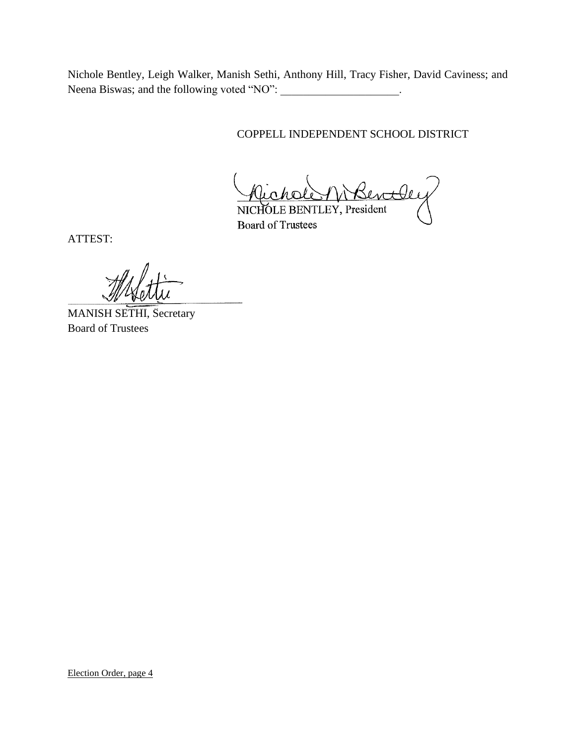Nichole Bentley, Leigh Walker, Manish Sethi, Anthony Hill, Tracy Fisher, David Caviness; and Neena Biswas; and the following voted "NO": _____________________.

COPPELL INDEPENDENT SCHOOL DISTRICT

NICHOLE BENTLEY, President
Board of Trustees

ATTEST:

MANISH SETHI, Secretary
Board of Trustees

Election Order, page 4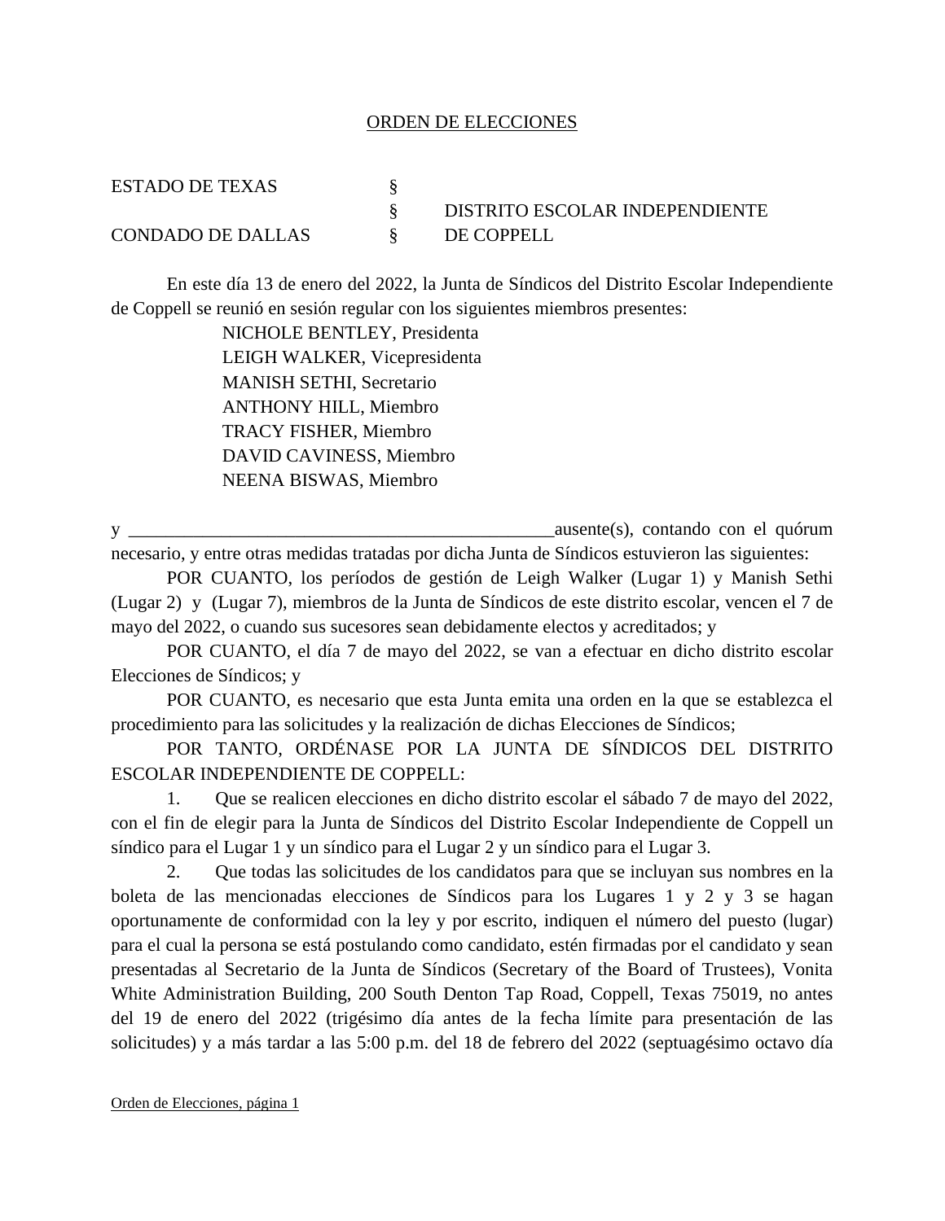ORDEN DE ELECCIONES

ESTADO DE TEXAS §
§ DISTRITO ESCOLAR INDEPENDIENTE
CONDADO DE DALLAS § DE COPPELL

En este día 13 de enero del 2022, la Junta de Síndicos del Distrito Escolar Independiente de Coppell se reunió en sesión regular con los siguientes miembros presentes:

NICHOLE BENTLEY, Presidenta
LEIGH WALKER, Vicepresidenta
MANISH SETHI, Secretario
ANTHONY HILL, Miembro
TRACY FISHER, Miembro
DAVID CAVINESS, Miembro
NEENA BISWAS, Miembro

y ________________________________________________ausente(s), contando con el quórum necesario, y entre otras medidas tratadas por dicha Junta de Síndicos estuvieron las siguientes:

POR CUANTO, los períodos de gestión de Leigh Walker (Lugar 1) y Manish Sethi (Lugar 2) y (Lugar 7), miembros de la Junta de Síndicos de este distrito escolar, vencen el 7 de mayo del 2022, o cuando sus sucesores sean debidamente electos y acreditados; y

POR CUANTO, el día 7 de mayo del 2022, se van a efectuar en dicho distrito escolar Elecciones de Síndicos; y

POR CUANTO, es necesario que esta Junta emita una orden en la que se establezca el procedimiento para las solicitudes y la realización de dichas Elecciones de Síndicos;

POR TANTO, ORDÉNASE POR LA JUNTA DE SÍNDICOS DEL DISTRITO ESCOLAR INDEPENDIENTE DE COPPELL:

1. Que se realicen elecciones en dicho distrito escolar el sábado 7 de mayo del 2022, con el fin de elegir para la Junta de Síndicos del Distrito Escolar Independiente de Coppell un síndico para el Lugar 1 y un síndico para el Lugar 2 y un síndico para el Lugar 3.

2. Que todas las solicitudes de los candidatos para que se incluyan sus nombres en la boleta de las mencionadas elecciones de Síndicos para los Lugares 1 y 2 y 3 se hagan oportunamente de conformidad con la ley y por escrito, indiquen el número del puesto (lugar) para el cual la persona se está postulando como candidato, estén firmadas por el candidato y sean presentadas al Secretario de la Junta de Síndicos (Secretary of the Board of Trustees), Vonita White Administration Building, 200 South Denton Tap Road, Coppell, Texas 75019, no antes del 19 de enero del 2022 (trigésimo día antes de la fecha límite para presentación de las solicitudes) y a más tardar a las 5:00 p.m. del 18 de febrero del 2022 (septuagésimo octavo día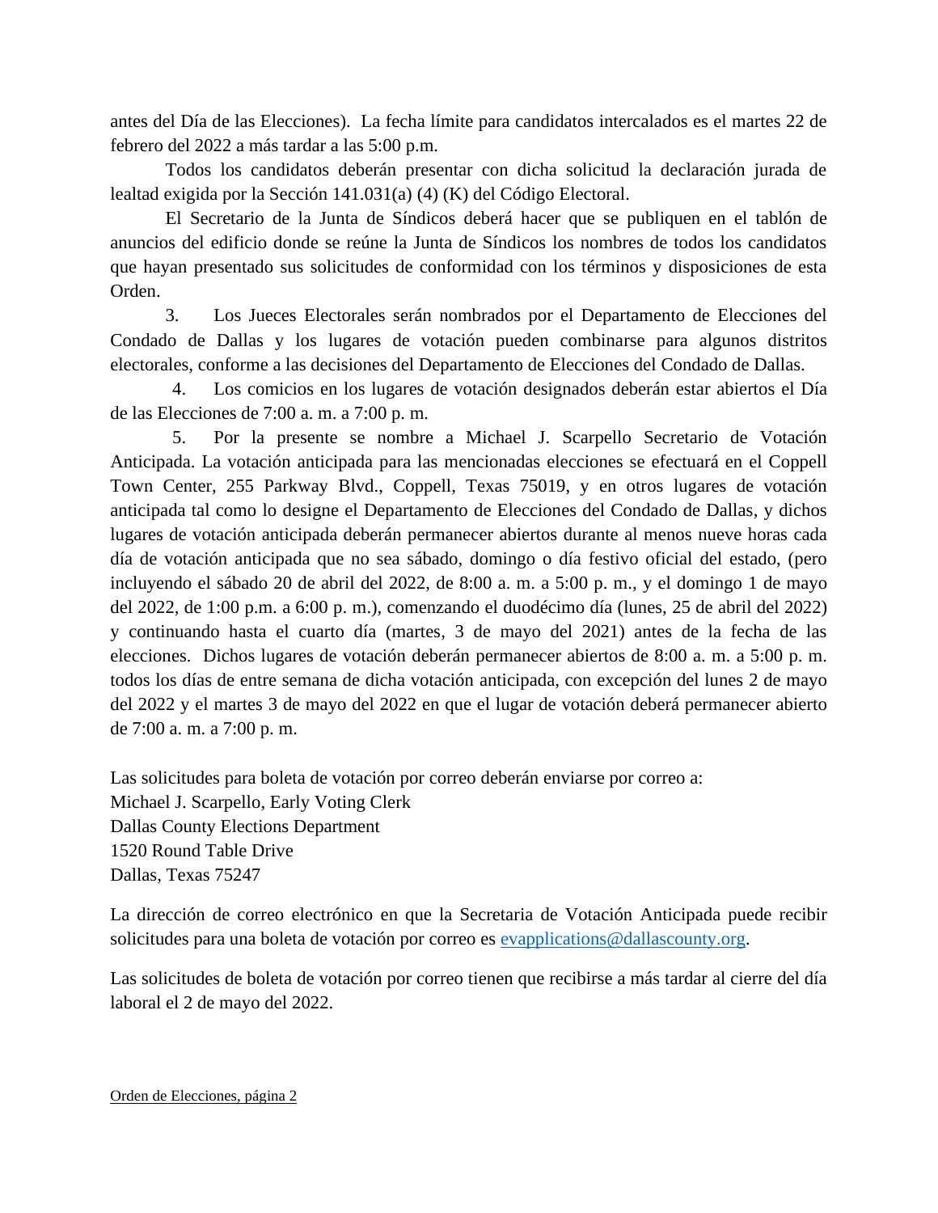antes del Día de las Elecciones). La fecha límite para candidatos intercalados es el martes 22 de febrero del 2022 a más tardar a las 5:00 p.m.

Todos los candidatos deberán presentar con dicha solicitud la declaración jurada de lealtad exigida por la Sección 141.031(a) (4) (K) del Código Electoral.

El Secretario de la Junta de Síndicos deberá hacer que se publiquen en el tablón de anuncios del edificio donde se reúne la Junta de Síndicos los nombres de todos los candidatos que hayan presentado sus solicitudes de conformidad con los términos y disposiciones de esta Orden.

3. Los Jueces Electorales serán nombrados por el Departamento de Elecciones del Condado de Dallas y los lugares de votación pueden combinarse para algunos distritos electorales, conforme a las decisiones del Departamento de Elecciones del Condado de Dallas.

4. Los comicios en los lugares de votación designados deberán estar abiertos el Día de las Elecciones de 7:00 a. m. a 7:00 p. m.

5. Por la presente se nombre a Michael J. Scarpello Secretario de Votación Anticipada. La votación anticipada para las mencionadas elecciones se efectuará en el Coppell Town Center, 255 Parkway Blvd., Coppell, Texas 75019, y en otros lugares de votación anticipada tal como lo designe el Departamento de Elecciones del Condado de Dallas, y dichos lugares de votación anticipada deberán permanecer abiertos durante al menos nueve horas cada día de votación anticipada que no sea sábado, domingo o día festivo oficial del estado, (pero incluyendo el sábado 20 de abril del 2022, de 8:00 a. m. a 5:00 p. m., y el domingo 1 de mayo del 2022, de 1:00 p.m. a 6:00 p. m.), comenzando el duodécimo día (lunes, 25 de abril del 2022) y continuando hasta el cuarto día (martes, 3 de mayo del 2021) antes de la fecha de las elecciones. Dichos lugares de votación deberán permanecer abiertos de 8:00 a. m. a 5:00 p. m. todos los días de entre semana de dicha votación anticipada, con excepción del lunes 2 de mayo del 2022 y el martes 3 de mayo del 2022 en que el lugar de votación deberá permanecer abierto de 7:00 a. m. a 7:00 p. m.

Las solicitudes para boleta de votación por correo deberán enviarse por correo a:
Michael J. Scarpello, Early Voting Clerk
Dallas County Elections Department
1520 Round Table Drive
Dallas, Texas 75247

La dirección de correo electrónico en que la Secretaria de Votación Anticipada puede recibir solicitudes para una boleta de votación por correo es evapplications@dallascounty.org.

Las solicitudes de boleta de votación por correo tienen que recibirse a más tardar al cierre del día laboral el 2 de mayo del 2022.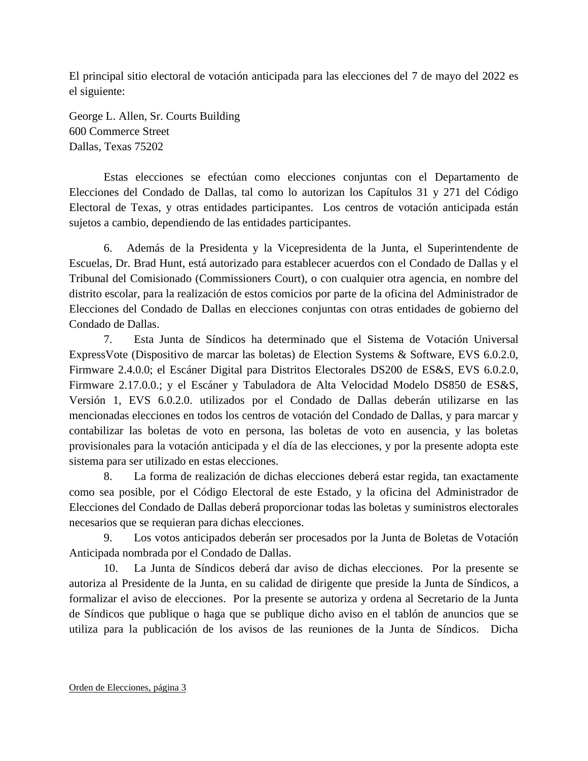El principal sitio electoral de votación anticipada para las elecciones del 7 de mayo del 2022 es el siguiente:

George L. Allen, Sr. Courts Building
600 Commerce Street
Dallas, Texas 75202

Estas elecciones se efectúan como elecciones conjuntas con el Departamento de Elecciones del Condado de Dallas, tal como lo autorizan los Capítulos 31 y 271 del Código Electoral de Texas, y otras entidades participantes. Los centros de votación anticipada están sujetos a cambio, dependiendo de las entidades participantes.

6. Además de la Presidenta y la Vicepresidenta de la Junta, el Superintendente de Escuelas, Dr. Brad Hunt, está autorizado para establecer acuerdos con el Condado de Dallas y el Tribunal del Comisionado (Commissioners Court), o con cualquier otra agencia, en nombre del distrito escolar, para la realización de estos comicios por parte de la oficina del Administrador de Elecciones del Condado de Dallas en elecciones conjuntas con otras entidades de gobierno del Condado de Dallas.

7. Esta Junta de Síndicos ha determinado que el Sistema de Votación Universal ExpressVote (Dispositivo de marcar las boletas) de Election Systems & Software, EVS 6.0.2.0, Firmware 2.4.0.0; el Escáner Digital para Distritos Electorales DS200 de ES&S, EVS 6.0.2.0, Firmware 2.17.0.0.; y el Escáner y Tabuladora de Alta Velocidad Modelo DS850 de ES&S, Versión 1, EVS 6.0.2.0. utilizados por el Condado de Dallas deberán utilizarse en las mencionadas elecciones en todos los centros de votación del Condado de Dallas, y para marcar y contabilizar las boletas de voto en persona, las boletas de voto en ausencia, y las boletas provisionales para la votación anticipada y el día de las elecciones, y por la presente adopta este sistema para ser utilizado en estas elecciones.

8. La forma de realización de dichas elecciones deberá estar regida, tan exactamente como sea posible, por el Código Electoral de este Estado, y la oficina del Administrador de Elecciones del Condado de Dallas deberá proporcionar todas las boletas y suministros electorales necesarios que se requieran para dichas elecciones.

9. Los votos anticipados deberán ser procesados por la Junta de Boletas de Votación Anticipada nombrada por el Condado de Dallas.

10. La Junta de Síndicos deberá dar aviso de dichas elecciones. Por la presente se autoriza al Presidente de la Junta, en su calidad de dirigente que preside la Junta de Síndicos, a formalizar el aviso de elecciones. Por la presente se autoriza y ordena al Secretario de la Junta de Síndicos que publique o haga que se publique dicho aviso en el tablón de anuncios que se utiliza para la publicación de los avisos de las reuniones de la Junta de Síndicos. Dicha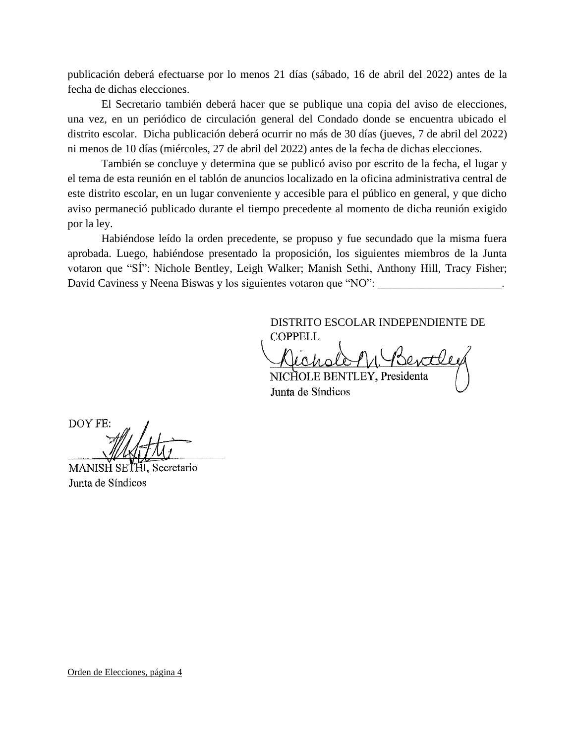publicación deberá efectuarse por lo menos 21 días (sábado, 16 de abril del 2022) antes de la fecha de dichas elecciones.

El Secretario también deberá hacer que se publique una copia del aviso de elecciones, una vez, en un periódico de circulación general del Condado donde se encuentra ubicado el distrito escolar. Dicha publicación deberá ocurrir no más de 30 días (jueves, 7 de abril del 2022) ni menos de 10 días (miércoles, 27 de abril del 2022) antes de la fecha de dichas elecciones.

También se concluye y determina que se publicó aviso por escrito de la fecha, el lugar y el tema de esta reunión en el tablón de anuncios localizado en la oficina administrativa central de este distrito escolar, en un lugar conveniente y accesible para el público en general, y que dicho aviso permaneció publicado durante el tiempo precedente al momento de dicha reunión exigido por la ley.

Habiéndose leído la orden precedente, se propuso y fue secundado que la misma fuera aprobada. Luego, habiéndose presentado la proposición, los siguientes miembros de la Junta votaron que "SÍ": Nichole Bentley, Leigh Walker; Manish Sethi, Anthony Hill, Tracy Fisher; David Caviness y Neena Biswas y los siguientes votaron que "NO": ______________________.

DISTRITO ESCOLAR INDEPENDIENTE DE COPPELL

NICHOLE BENTLEY, Presidenta
Junta de Síndicos

DOY FE:

MANISH SETHI, Secretario
Junta de Síndicos

Orden de Elecciones, página 4